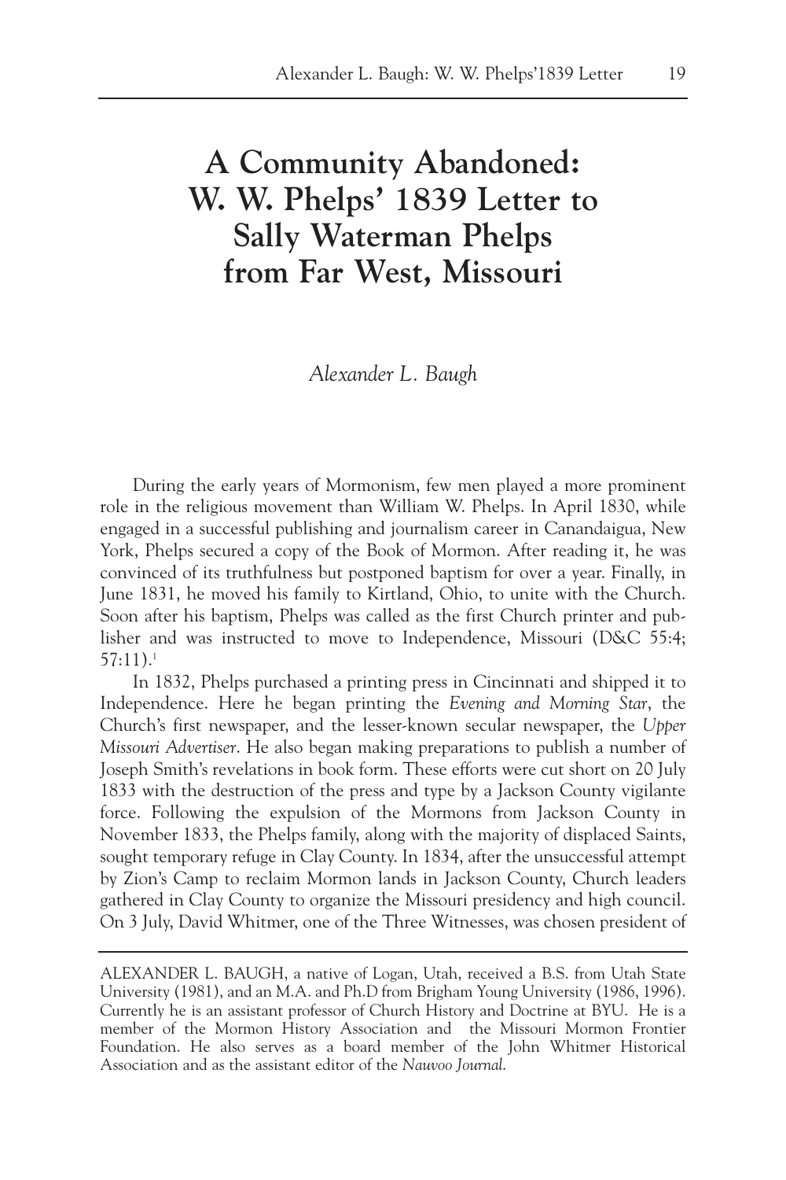# A Community Abandoned: W. W. Phelps' 1839 Letter to Sally Waterman Phelps from Far West, Missouri

*Alexander L. Baugh*

During the early years of Mormonism, few men played a more prominent role in the religious movement than William W. Phelps. In April 1830, while engaged in a successful publishing and journalism career in Canandaigua, New York, Phelps secured a copy of the Book of Mormon. After reading it, he was convinced of its truthfulness but postponed baptism for over a year. Finally, in June 1831, he moved his family to Kirtland, Ohio, to unite with the Church. Soon after his baptism, Phelps was called as the first Church printer and publisher and was instructed to move to Independence, Missouri (D&C 55:4; 57:11).[1]

In 1832, Phelps purchased a printing press in Cincinnati and shipped it to Independence. Here he began printing the *Evening and Morning Star*, the Church's first newspaper, and the lesser-known secular newspaper, the *Upper Missouri Advertiser*. He also began making preparations to publish a number of Joseph Smith's revelations in book form. These efforts were cut short on 20 July 1833 with the destruction of the press and type by a Jackson County vigilante force. Following the expulsion of the Mormons from Jackson County in November 1833, the Phelps family, along with the majority of displaced Saints, sought temporary refuge in Clay County. In 1834, after the unsuccessful attempt by Zion's Camp to reclaim Mormon lands in Jackson County, Church leaders gathered in Clay County to organize the Missouri presidency and high council. On 3 July, David Whitmer, one of the Three Witnesses, was chosen president of

---

ALEXANDER L. BAUGH, a native of Logan, Utah, received a B.S. from Utah State University (1981), and an M.A. and Ph.D from Brigham Young University (1986, 1996). Currently he is an assistant professor of Church History and Doctrine at BYU. He is a member of the Mormon History Association and the Missouri Mormon Frontier Foundation. He also serves as a board member of the John Whitmer Historical Association and as the assistant editor of the *Nauvoo Journal.*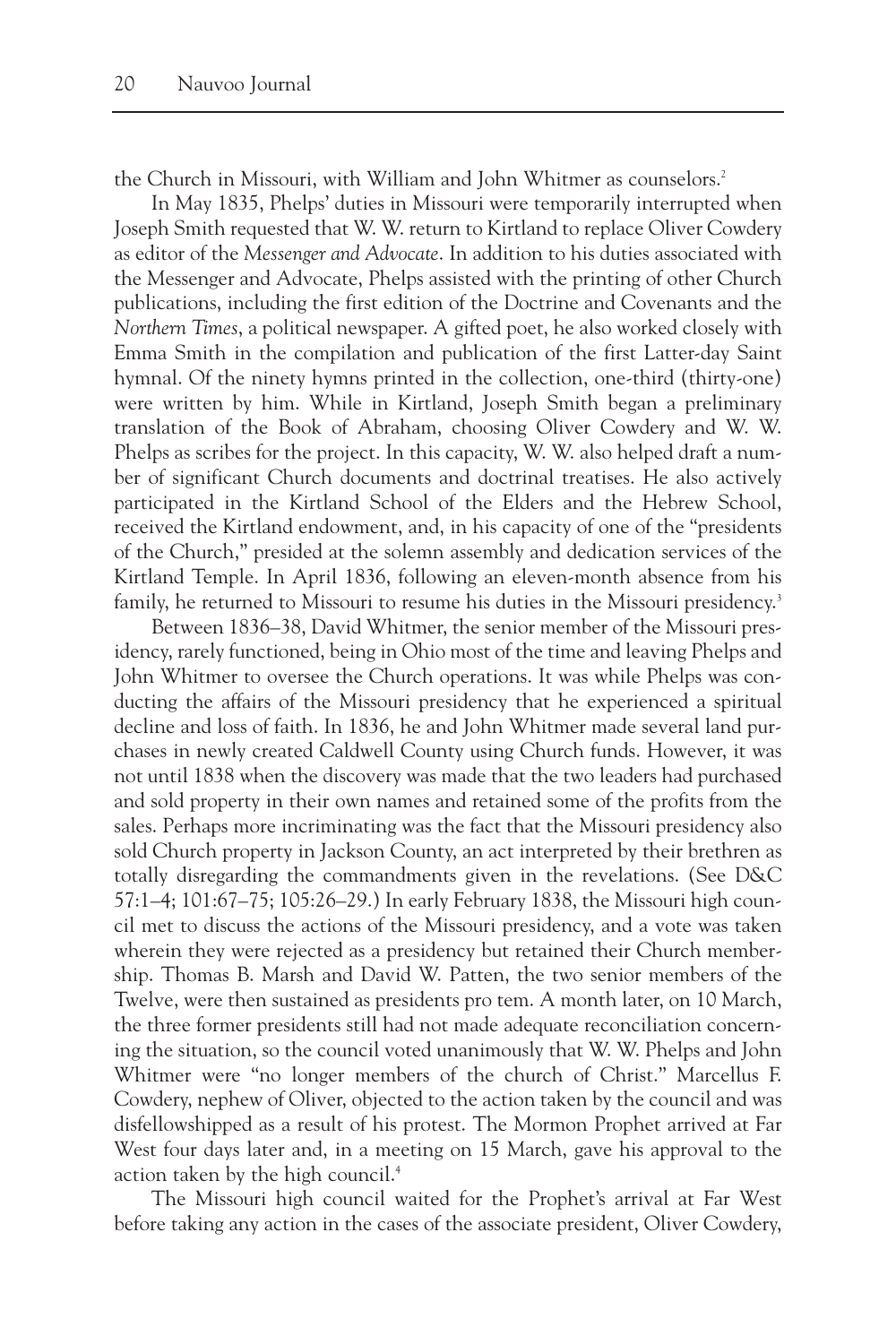the Church in Missouri, with William and John Whitmer as counselors.[2]

In May 1835, Phelps' duties in Missouri were temporarily interrupted when Joseph Smith requested that W. W. return to Kirtland to replace Oliver Cowdery as editor of the *Messenger and Advocate*. In addition to his duties associated with the Messenger and Advocate, Phelps assisted with the printing of other Church publications, including the first edition of the Doctrine and Covenants and the *Northern Times*, a political newspaper. A gifted poet, he also worked closely with Emma Smith in the compilation and publication of the first Latter-day Saint hymnal. Of the ninety hymns printed in the collection, one-third (thirty-one) were written by him. While in Kirtland, Joseph Smith began a preliminary translation of the Book of Abraham, choosing Oliver Cowdery and W. W. Phelps as scribes for the project. In this capacity, W. W. also helped draft a number of significant Church documents and doctrinal treatises. He also actively participated in the Kirtland School of the Elders and the Hebrew School, received the Kirtland endowment, and, in his capacity of one of the "presidents of the Church," presided at the solemn assembly and dedication services of the Kirtland Temple. In April 1836, following an eleven-month absence from his family, he returned to Missouri to resume his duties in the Missouri presidency.[3]

Between 1836–38, David Whitmer, the senior member of the Missouri presidency, rarely functioned, being in Ohio most of the time and leaving Phelps and John Whitmer to oversee the Church operations. It was while Phelps was conducting the affairs of the Missouri presidency that he experienced a spiritual decline and loss of faith. In 1836, he and John Whitmer made several land purchases in newly created Caldwell County using Church funds. However, it was not until 1838 when the discovery was made that the two leaders had purchased and sold property in their own names and retained some of the profits from the sales. Perhaps more incriminating was the fact that the Missouri presidency also sold Church property in Jackson County, an act interpreted by their brethren as totally disregarding the commandments given in the revelations. (See D&C 57:1–4; 101:67–75; 105:26–29.) In early February 1838, the Missouri high council met to discuss the actions of the Missouri presidency, and a vote was taken wherein they were rejected as a presidency but retained their Church membership. Thomas B. Marsh and David W. Patten, the two senior members of the Twelve, were then sustained as presidents pro tem. A month later, on 10 March, the three former presidents still had not made adequate reconciliation concerning the situation, so the council voted unanimously that W. W. Phelps and John Whitmer were "no longer members of the church of Christ." Marcellus F. Cowdery, nephew of Oliver, objected to the action taken by the council and was disfellowshipped as a result of his protest. The Mormon Prophet arrived at Far West four days later and, in a meeting on 15 March, gave his approval to the action taken by the high council.[4]

The Missouri high council waited for the Prophet's arrival at Far West before taking any action in the cases of the associate president, Oliver Cowdery,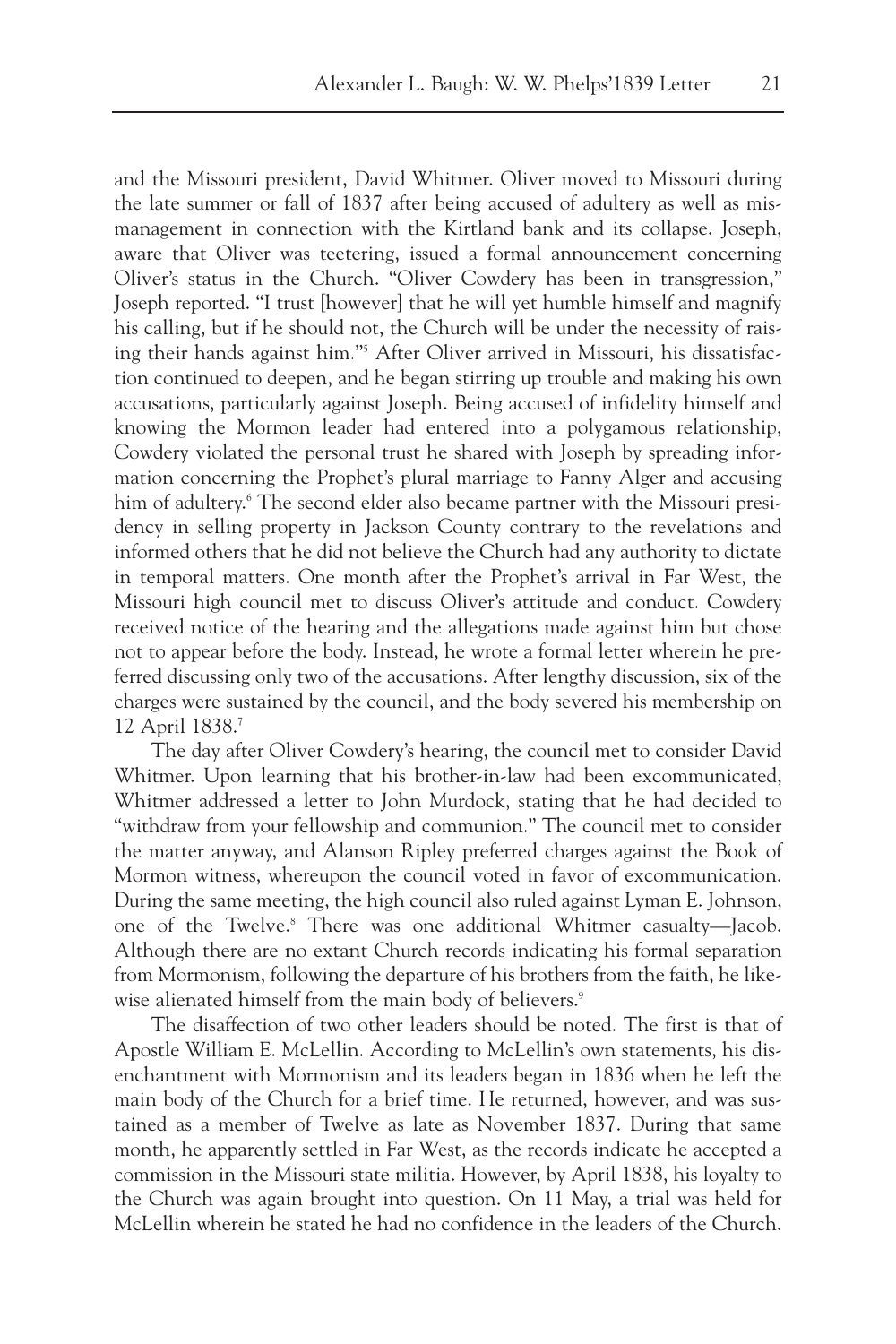and the Missouri president, David Whitmer. Oliver moved to Missouri during the late summer or fall of 1837 after being accused of adultery as well as mismanagement in connection with the Kirtland bank and its collapse. Joseph, aware that Oliver was teetering, issued a formal announcement concerning Oliver's status in the Church. "Oliver Cowdery has been in transgression," Joseph reported. "I trust [however] that he will yet humble himself and magnify his calling, but if he should not, the Church will be under the necessity of raising their hands against him."[5] After Oliver arrived in Missouri, his dissatisfaction continued to deepen, and he began stirring up trouble and making his own accusations, particularly against Joseph. Being accused of infidelity himself and knowing the Mormon leader had entered into a polygamous relationship, Cowdery violated the personal trust he shared with Joseph by spreading information concerning the Prophet's plural marriage to Fanny Alger and accusing him of adultery.[6] The second elder also became partner with the Missouri presidency in selling property in Jackson County contrary to the revelations and informed others that he did not believe the Church had any authority to dictate in temporal matters. One month after the Prophet's arrival in Far West, the Missouri high council met to discuss Oliver's attitude and conduct. Cowdery received notice of the hearing and the allegations made against him but chose not to appear before the body. Instead, he wrote a formal letter wherein he preferred discussing only two of the accusations. After lengthy discussion, six of the charges were sustained by the council, and the body severed his membership on 12 April 1838.[7]

The day after Oliver Cowdery's hearing, the council met to consider David Whitmer. Upon learning that his brother-in-law had been excommunicated, Whitmer addressed a letter to John Murdock, stating that he had decided to "withdraw from your fellowship and communion." The council met to consider the matter anyway, and Alanson Ripley preferred charges against the Book of Mormon witness, whereupon the council voted in favor of excommunication. During the same meeting, the high council also ruled against Lyman E. Johnson, one of the Twelve.[8] There was one additional Whitmer casualty—Jacob. Although there are no extant Church records indicating his formal separation from Mormonism, following the departure of his brothers from the faith, he likewise alienated himself from the main body of believers.[9]

The disaffection of two other leaders should be noted. The first is that of Apostle William E. McLellin. According to McLellin's own statements, his disenchantment with Mormonism and its leaders began in 1836 when he left the main body of the Church for a brief time. He returned, however, and was sustained as a member of Twelve as late as November 1837. During that same month, he apparently settled in Far West, as the records indicate he accepted a commission in the Missouri state militia. However, by April 1838, his loyalty to the Church was again brought into question. On 11 May, a trial was held for McLellin wherein he stated he had no confidence in the leaders of the Church.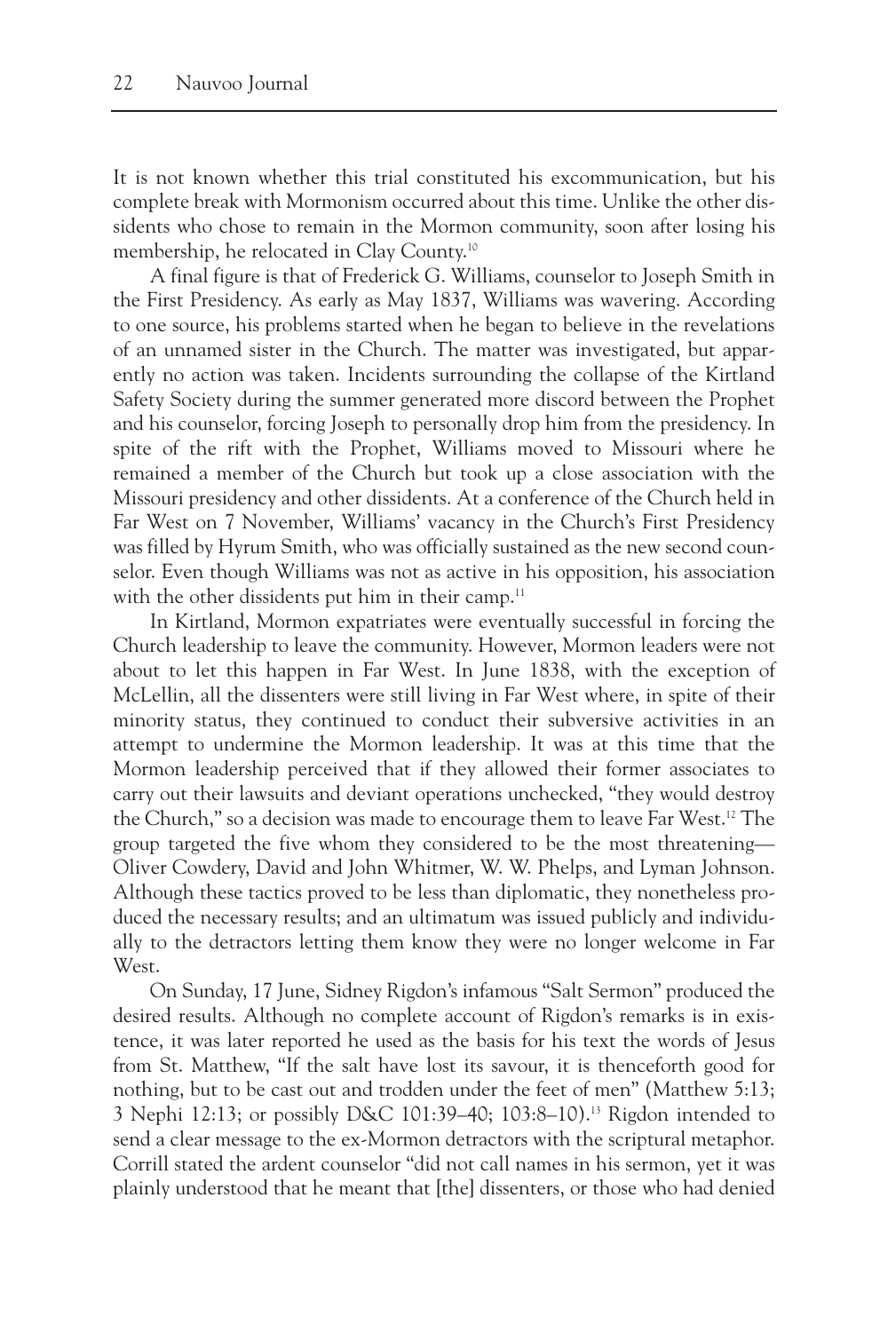It is not known whether this trial constituted his excommunication, but his complete break with Mormonism occurred about this time. Unlike the other dissidents who chose to remain in the Mormon community, soon after losing his membership, he relocated in Clay County.[10]

A final figure is that of Frederick G. Williams, counselor to Joseph Smith in the First Presidency. As early as May 1837, Williams was wavering. According to one source, his problems started when he began to believe in the revelations of an unnamed sister in the Church. The matter was investigated, but apparently no action was taken. Incidents surrounding the collapse of the Kirtland Safety Society during the summer generated more discord between the Prophet and his counselor, forcing Joseph to personally drop him from the presidency. In spite of the rift with the Prophet, Williams moved to Missouri where he remained a member of the Church but took up a close association with the Missouri presidency and other dissidents. At a conference of the Church held in Far West on 7 November, Williams' vacancy in the Church's First Presidency was filled by Hyrum Smith, who was officially sustained as the new second counselor. Even though Williams was not as active in his opposition, his association with the other dissidents put him in their camp.[11]

In Kirtland, Mormon expatriates were eventually successful in forcing the Church leadership to leave the community. However, Mormon leaders were not about to let this happen in Far West. In June 1838, with the exception of McLellin, all the dissenters were still living in Far West where, in spite of their minority status, they continued to conduct their subversive activities in an attempt to undermine the Mormon leadership. It was at this time that the Mormon leadership perceived that if they allowed their former associates to carry out their lawsuits and deviant operations unchecked, "they would destroy the Church," so a decision was made to encourage them to leave Far West.[12] The group targeted the five whom they considered to be the most threatening—Oliver Cowdery, David and John Whitmer, W. W. Phelps, and Lyman Johnson. Although these tactics proved to be less than diplomatic, they nonetheless produced the necessary results; and an ultimatum was issued publicly and individually to the detractors letting them know they were no longer welcome in Far West.

On Sunday, 17 June, Sidney Rigdon's infamous "Salt Sermon" produced the desired results. Although no complete account of Rigdon's remarks is in existence, it was later reported he used as the basis for his text the words of Jesus from St. Matthew, "If the salt have lost its savour, it is thenceforth good for nothing, but to be cast out and trodden under the feet of men" (Matthew 5:13; 3 Nephi 12:13; or possibly D&C 101:39–40; 103:8–10).[13] Rigdon intended to send a clear message to the ex-Mormon detractors with the scriptural metaphor. Corrill stated the ardent counselor "did not call names in his sermon, yet it was plainly understood that he meant that [the] dissenters, or those who had denied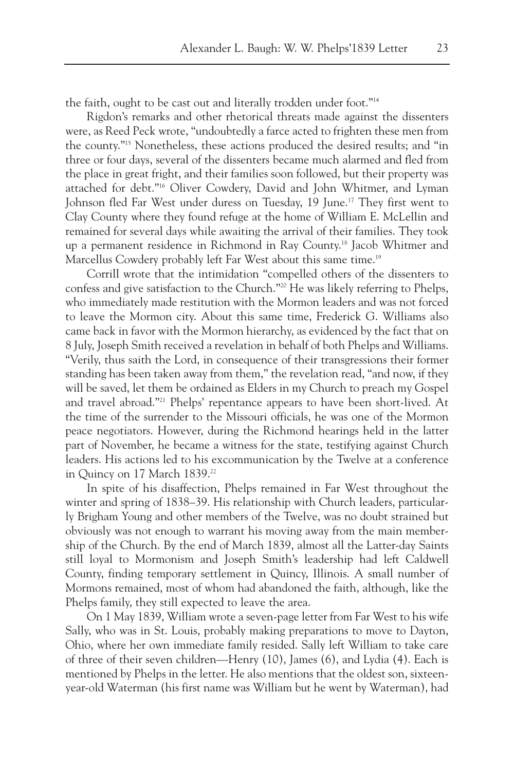the faith, ought to be cast out and literally trodden under foot."[14]

Rigdon's remarks and other rhetorical threats made against the dissenters were, as Reed Peck wrote, "undoubtedly a farce acted to frighten these men from the county."[15] Nonetheless, these actions produced the desired results; and "in three or four days, several of the dissenters became much alarmed and fled from the place in great fright, and their families soon followed, but their property was attached for debt."[16] Oliver Cowdery, David and John Whitmer, and Lyman Johnson fled Far West under duress on Tuesday, 19 June.[17] They first went to Clay County where they found refuge at the home of William E. McLellin and remained for several days while awaiting the arrival of their families. They took up a permanent residence in Richmond in Ray County.[18] Jacob Whitmer and Marcellus Cowdery probably left Far West about this same time.[19]

Corrill wrote that the intimidation "compelled others of the dissenters to confess and give satisfaction to the Church."[20] He was likely referring to Phelps, who immediately made restitution with the Mormon leaders and was not forced to leave the Mormon city. About this same time, Frederick G. Williams also came back in favor with the Mormon hierarchy, as evidenced by the fact that on 8 July, Joseph Smith received a revelation in behalf of both Phelps and Williams. "Verily, thus saith the Lord, in consequence of their transgressions their former standing has been taken away from them," the revelation read, "and now, if they will be saved, let them be ordained as Elders in my Church to preach my Gospel and travel abroad."[21] Phelps' repentance appears to have been short-lived. At the time of the surrender to the Missouri officials, he was one of the Mormon peace negotiators. However, during the Richmond hearings held in the latter part of November, he became a witness for the state, testifying against Church leaders. His actions led to his excommunication by the Twelve at a conference in Quincy on 17 March 1839.[22]

In spite of his disaffection, Phelps remained in Far West throughout the winter and spring of 1838–39. His relationship with Church leaders, particularly Brigham Young and other members of the Twelve, was no doubt strained but obviously was not enough to warrant his moving away from the main membership of the Church. By the end of March 1839, almost all the Latter-day Saints still loyal to Mormonism and Joseph Smith's leadership had left Caldwell County, finding temporary settlement in Quincy, Illinois. A small number of Mormons remained, most of whom had abandoned the faith, although, like the Phelps family, they still expected to leave the area.

On 1 May 1839, William wrote a seven-page letter from Far West to his wife Sally, who was in St. Louis, probably making preparations to move to Dayton, Ohio, where her own immediate family resided. Sally left William to take care of three of their seven children—Henry (10), James (6), and Lydia (4). Each is mentioned by Phelps in the letter. He also mentions that the oldest son, sixteen-year-old Waterman (his first name was William but he went by Waterman), had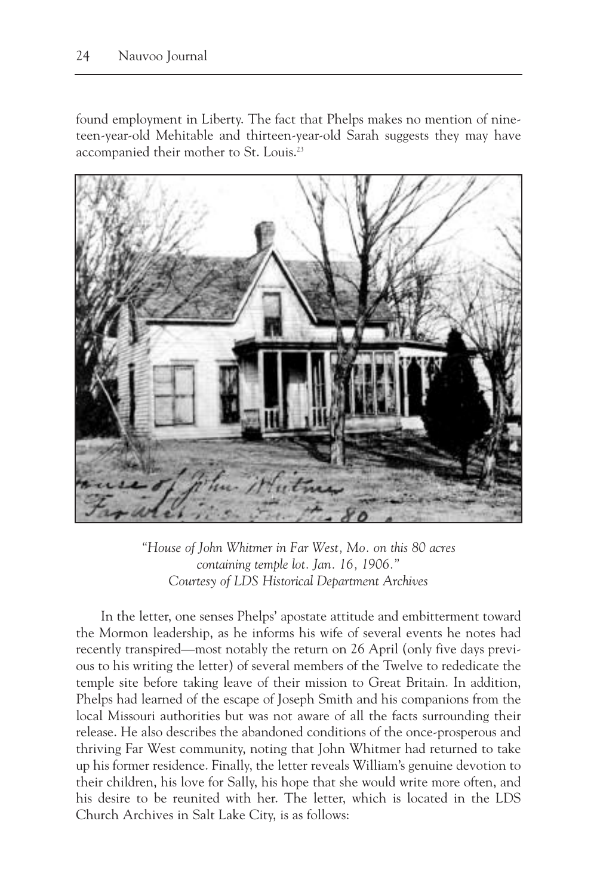found employment in Liberty. The fact that Phelps makes no mention of nineteen-year-old Mehitable and thirteen-year-old Sarah suggests they may have accompanied their mother to St. Louis.[23]

*"House of John Whitmer in Far West, Mo. on this 80 acres containing temple lot. Jan. 16, 1906."*
*Courtesy of LDS Historical Department Archives*

In the letter, one senses Phelps' apostate attitude and embitterment toward the Mormon leadership, as he informs his wife of several events he notes had recently transpired—most notably the return on 26 April (only five days previous to his writing the letter) of several members of the Twelve to rededicate the temple site before taking leave of their mission to Great Britain. In addition, Phelps had learned of the escape of Joseph Smith and his companions from the local Missouri authorities but was not aware of all the facts surrounding their release. He also describes the abandoned conditions of the once-prosperous and thriving Far West community, noting that John Whitmer had returned to take up his former residence. Finally, the letter reveals William's genuine devotion to their children, his love for Sally, his hope that she would write more often, and his desire to be reunited with her. The letter, which is located in the LDS Church Archives in Salt Lake City, is as follows: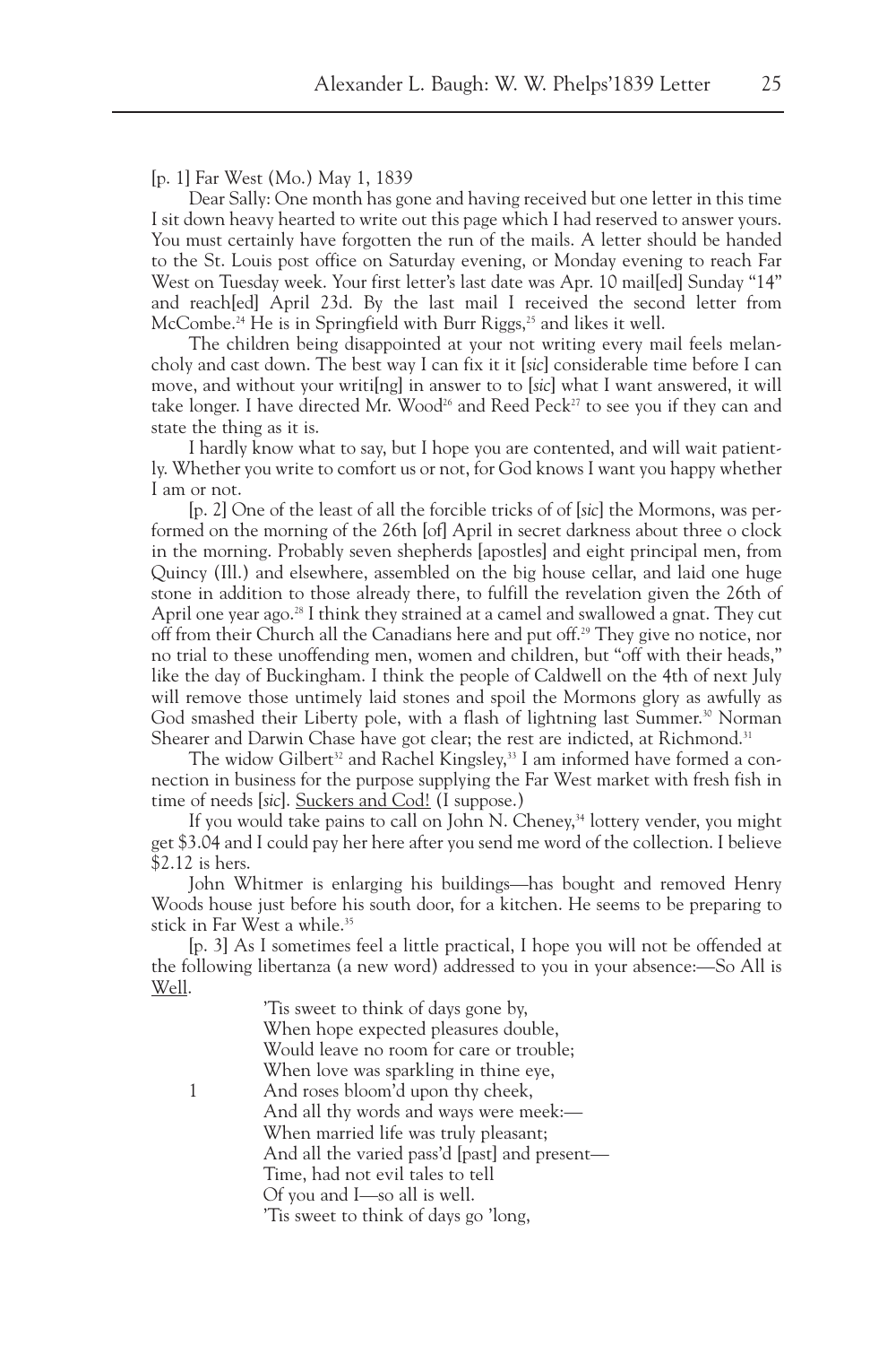[p. 1] Far West (Mo.) May 1, 1839

Dear Sally: One month has gone and having received but one letter in this time I sit down heavy hearted to write out this page which I had reserved to answer yours. You must certainly have forgotten the run of the mails. A letter should be handed to the St. Louis post office on Saturday evening, or Monday evening to reach Far West on Tuesday week. Your first letter's last date was Apr. 10 mail[ed] Sunday "14" and reach[ed] April 23d. By the last mail I received the second letter from McCombe.[24] He is in Springfield with Burr Riggs,[25] and likes it well.

The children being disappointed at your not writing every mail feels melancholy and cast down. The best way I can fix it it [*sic*] considerable time before I can move, and without your writi[ng] in answer to to [*sic*] what I want answered, it will take longer. I have directed Mr. Wood[26] and Reed Peck[27] to see you if they can and state the thing as it is.

I hardly know what to say, but I hope you are contented, and will wait patiently. Whether you write to comfort us or not, for God knows I want you happy whether I am or not.

[p. 2] One of the least of all the forcible tricks of of [*sic*] the Mormons, was performed on the morning of the 26th [of] April in secret darkness about three o clock in the morning. Probably seven shepherds [apostles] and eight principal men, from Quincy (Ill.) and elsewhere, assembled on the big house cellar, and laid one huge stone in addition to those already there, to fulfill the revelation given the 26th of April one year ago.[28] I think they strained at a camel and swallowed a gnat. They cut off from their Church all the Canadians here and put off.[29] They give no notice, nor no trial to these unoffending men, women and children, but "off with their heads," like the day of Buckingham. I think the people of Caldwell on the 4th of next July will remove those untimely laid stones and spoil the Mormons glory as awfully as God smashed their Liberty pole, with a flash of lightning last Summer.[30] Norman Shearer and Darwin Chase have got clear; the rest are indicted, at Richmond.[31]

The widow Gilbert[32] and Rachel Kingsley,[33] I am informed have formed a connection in business for the purpose supplying the Far West market with fresh fish in time of needs [*sic*]. <u>Suckers and Cod!</u> (I suppose.)

If you would take pains to call on John N. Cheney,[34] lottery vender, you might get $3.04 and I could pay her here after you send me word of the collection. I believe $2.12 is hers.

John Whitmer is enlarging his buildings—has bought and removed Henry Woods house just before his south door, for a kitchen. He seems to be preparing to stick in Far West a while.[35]

[p. 3] As I sometimes feel a little practical, I hope you will not be offended at the following libertanza (a new word) addressed to you in your absence:—So All is <u>Well</u>.

> 'Tis sweet to think of days gone by,
> When hope expected pleasures double,
> Would leave no room for care or trouble;
> When love was sparkling in thine eye,
> 1 And roses bloom'd upon thy cheek,
> And all thy words and ways were meek:—
> When married life was truly pleasant;
> And all the varied pass'd [past] and present—
> Time, had not evil tales to tell
> Of you and I—so all is well.
> 'Tis sweet to think of days go 'long,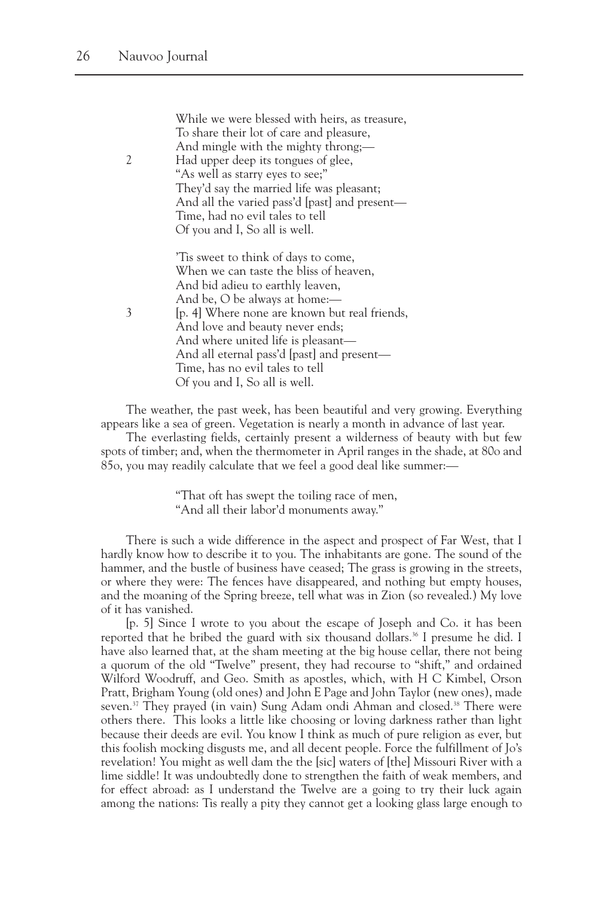While we were blessed with heirs, as treasure,
To share their lot of care and pleasure,
And mingle with the mighty throng;—
2 Had upper deep its tongues of glee,
"As well as starry eyes to see;"
They'd say the married life was pleasant;
And all the varied pass'd [past] and present—
Time, had no evil tales to tell
Of you and I, So all is well.

'Tis sweet to think of days to come,
When we can taste the bliss of heaven,
And bid adieu to earthly leaven,
And be, O be always at home:—
3 [p. 4] Where none are known but real friends,
And love and beauty never ends;
And where united life is pleasant—
And all eternal pass'd [past] and present—
Time, has no evil tales to tell
Of you and I, So all is well.

The weather, the past week, has been beautiful and very growing. Everything appears like a sea of green. Vegetation is nearly a month in advance of last year.

The everlasting fields, certainly present a wilderness of beauty with but few spots of timber; and, when the thermometer in April ranges in the shade, at 80o and 85o, you may readily calculate that we feel a good deal like summer:—

> "That oft has swept the toiling race of men,
> "And all their labor'd monuments away."

There is such a wide difference in the aspect and prospect of Far West, that I hardly know how to describe it to you. The inhabitants are gone. The sound of the hammer, and the bustle of business have ceased; The grass is growing in the streets, or where they were: The fences have disappeared, and nothing but empty houses, and the moaning of the Spring breeze, tell what was in Zion (so revealed.) My love of it has vanished.

[p. 5] Since I wrote to you about the escape of Joseph and Co. it has been reported that he bribed the guard with six thousand dollars.[36] I presume he did. I have also learned that, at the sham meeting at the big house cellar, there not being a quorum of the old "Twelve" present, they had recourse to "shift," and ordained Wilford Woodruff, and Geo. Smith as apostles, which, with H C Kimbel, Orson Pratt, Brigham Young (old ones) and John E Page and John Taylor (new ones), made seven.[37] They prayed (in vain) Sung Adam ondi Ahman and closed.[38] There were others there. This looks a little like choosing or loving darkness rather than light because their deeds are evil. You know I think as much of pure religion as ever, but this foolish mocking disgusts me, and all decent people. Force the fulfillment of Jo's revelation! You might as well dam the the [sic] waters of [the] Missouri River with a lime siddle! It was undoubtedly done to strengthen the faith of weak members, and for effect abroad: as I understand the Twelve are a going to try their luck again among the nations: Tis really a pity they cannot get a looking glass large enough to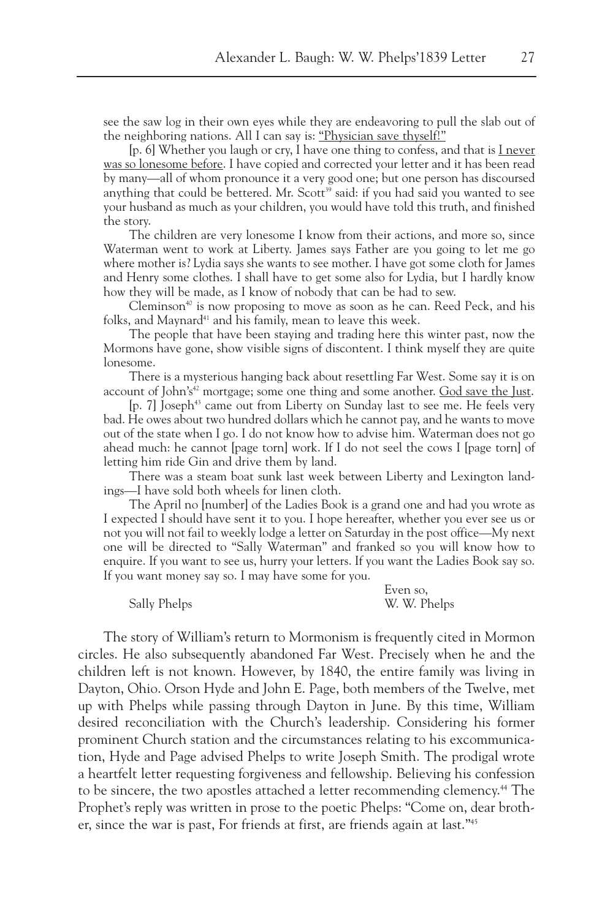see the saw log in their own eyes while they are endeavoring to pull the slab out of the neighboring nations. All I can say is: "Physician save thyself!"

[p. 6] Whether you laugh or cry, I have one thing to confess, and that is I never was so lonesome before. I have copied and corrected your letter and it has been read by many—all of whom pronounce it a very good one; but one person has discoursed anything that could be bettered. Mr. Scott[39] said: if you had said you wanted to see your husband as much as your children, you would have told this truth, and finished the story.

The children are very lonesome I know from their actions, and more so, since Waterman went to work at Liberty. James says Father are you going to let me go where mother is? Lydia says she wants to see mother. I have got some cloth for James and Henry some clothes. I shall have to get some also for Lydia, but I hardly know how they will be made, as I know of nobody that can be had to sew.

Cleminson[40] is now proposing to move as soon as he can. Reed Peck, and his folks, and Maynard[41] and his family, mean to leave this week.

The people that have been staying and trading here this winter past, now the Mormons have gone, show visible signs of discontent. I think myself they are quite lonesome.

There is a mysterious hanging back about resettling Far West. Some say it is on account of John's[42] mortgage; some one thing and some another. God save the Just.

[p. 7] Joseph[43] came out from Liberty on Sunday last to see me. He feels very bad. He owes about two hundred dollars which he cannot pay, and he wants to move out of the state when I go. I do not know how to advise him. Waterman does not go ahead much: he cannot [page torn] work. If I do not seel the cows I [page torn] of letting him ride Gin and drive them by land.

There was a steam boat sunk last week between Liberty and Lexington landings—I have sold both wheels for linen cloth.

The April no [number] of the Ladies Book is a grand one and had you wrote as I expected I should have sent it to you. I hope hereafter, whether you ever see us or not you will not fail to weekly lodge a letter on Saturday in the post office—My next one will be directed to "Sally Waterman" and franked so you will know how to enquire. If you want to see us, hurry your letters. If you want the Ladies Book say so. If you want money say so. I may have some for you.

Even so,
W. W. Phelps

Sally Phelps

The story of William's return to Mormonism is frequently cited in Mormon circles. He also subsequently abandoned Far West. Precisely when he and the children left is not known. However, by 1840, the entire family was living in Dayton, Ohio. Orson Hyde and John E. Page, both members of the Twelve, met up with Phelps while passing through Dayton in June. By this time, William desired reconciliation with the Church's leadership. Considering his former prominent Church station and the circumstances relating to his excommunication, Hyde and Page advised Phelps to write Joseph Smith. The prodigal wrote a heartfelt letter requesting forgiveness and fellowship. Believing his confession to be sincere, the two apostles attached a letter recommending clemency.[44] The Prophet's reply was written in prose to the poetic Phelps: "Come on, dear brother, since the war is past, For friends at first, are friends again at last."[45]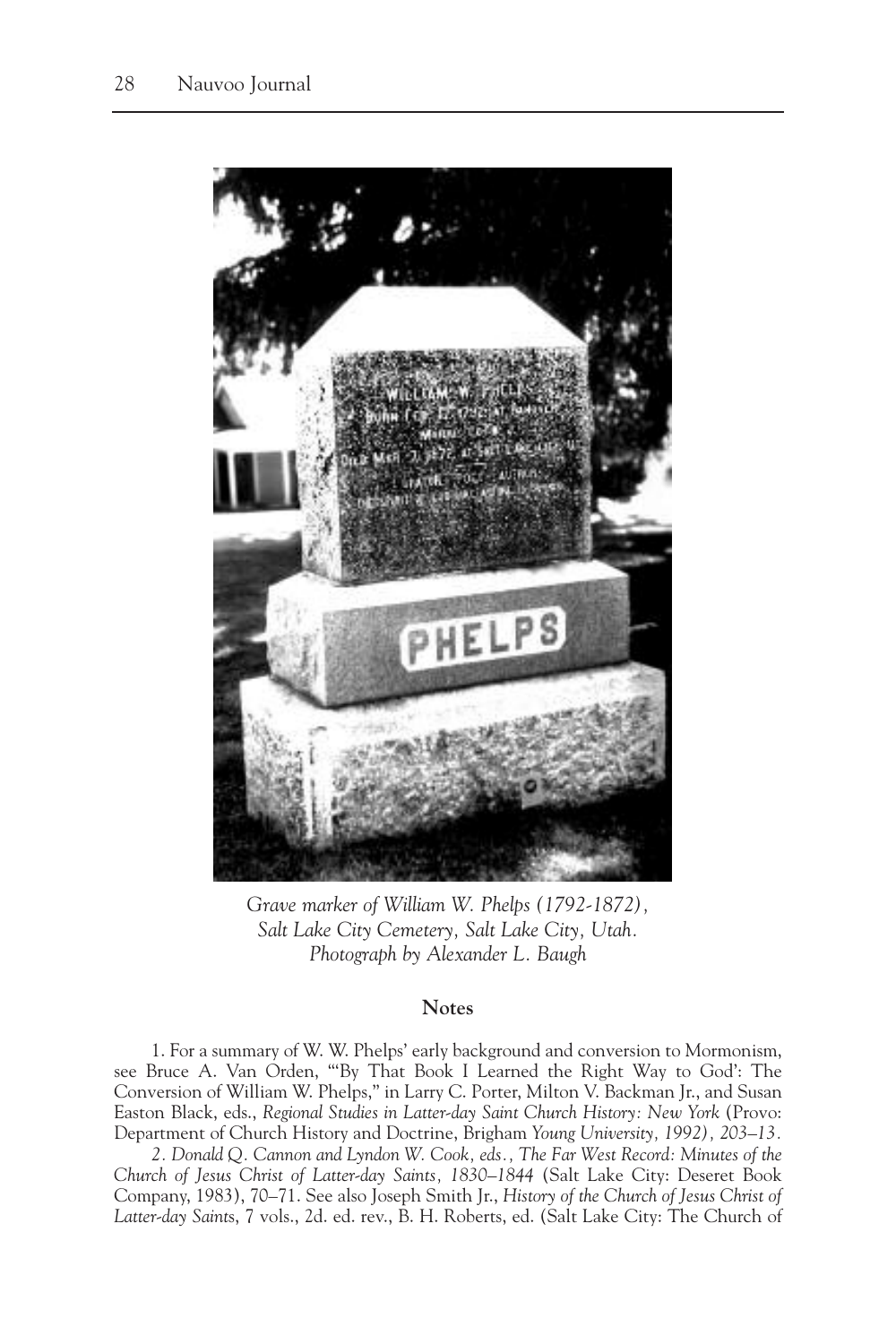*Grave marker of William W. Phelps (1792-1872), Salt Lake City Cemetery, Salt Lake City, Utah. Photograph by Alexander L. Baugh*

## Notes

1. For a summary of W. W. Phelps' early background and conversion to Mormonism, see Bruce A. Van Orden, "'By That Book I Learned the Right Way to God': The Conversion of William W. Phelps," in Larry C. Porter, Milton V. Backman Jr., and Susan Easton Black, eds., *Regional Studies in Latter-day Saint Church History: New York* (Provo: Department of Church History and Doctrine, Brigham Young University, 1992), 203–13.

2. Donald Q. Cannon and Lyndon W. Cook, eds., *The Far West Record: Minutes of the Church of Jesus Christ of Latter-day Saints, 1830–1844* (Salt Lake City: Deseret Book Company, 1983), 70–71. See also Joseph Smith Jr., *History of the Church of Jesus Christ of Latter-day Saints*, 7 vols., 2d. ed. rev., B. H. Roberts, ed. (Salt Lake City: The Church of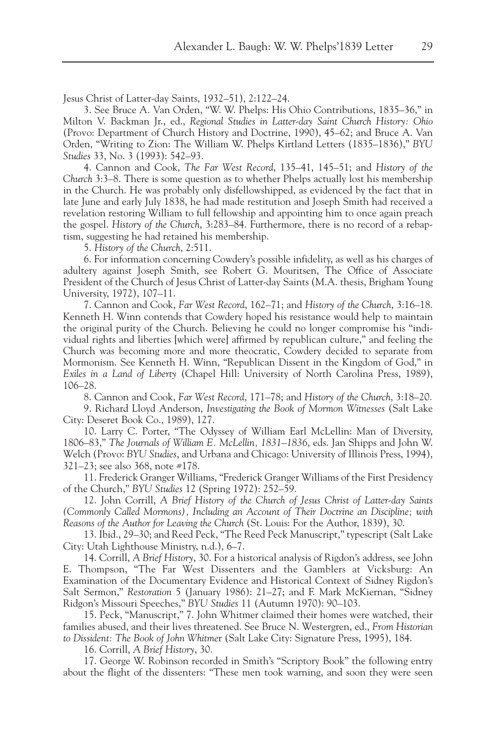Jesus Christ of Latter-day Saints, 1932–51), 2:122–24.

3. See Bruce A. Van Orden, "W. W. Phelps: His Ohio Contributions, 1835–36," in Milton V. Backman Jr., ed., *Regional Studies in Latter-day Saint Church History: Ohio* (Provo: Department of Church History and Doctrine, 1990), 45–62; and Bruce A. Van Orden, "Writing to Zion: The William W. Phelps Kirtland Letters (1835–1836)," *BYU Studies* 33, No. 3 (1993): 542–93.

4. Cannon and Cook, *The Far West Record*, 135–41, 145–51; and *History of the Church* 3:3–8. There is some question as to whether Phelps actually lost his membership in the Church. He was probably only disfellowshipped, as evidenced by the fact that in late June and early July 1838, he had made restitution and Joseph Smith had received a revelation restoring William to full fellowship and appointing him to once again preach the gospel. *History of the Church*, 3:283–84. Furthermore, there is no record of a rebaptism, suggesting he had retained his membership.

5. *History of the Church*, 2:511.

6. For information concerning Cowdery's possible infidelity, as well as his charges of adultery against Joseph Smith, see Robert G. Mouritsen, The Office of Associate President of the Church of Jesus Christ of Latter-day Saints (M.A. thesis, Brigham Young University, 1972), 107–11.

7. Cannon and Cook, *Far West Record*, 162–71; and *History of the Church*, 3:16–18. Kenneth H. Winn contends that Cowdery hoped his resistance would help to maintain the original purity of the Church. Believing he could no longer compromise his "individual rights and liberties [which were] affirmed by republican culture," and feeling the Church was becoming more and more theocratic, Cowdery decided to separate from Mormonism. See Kenneth H. Winn, "Republican Dissent in the Kingdom of God," in *Exiles in a Land of Liberty* (Chapel Hill: University of North Carolina Press, 1989), 106–28.

8. Cannon and Cook, *Far West Record*, 171–78; and *History of the Church*, 3:18–20.

9. Richard Lloyd Anderson, *Investigating the Book of Mormon Witnesses* (Salt Lake City: Deseret Book Co., 1989), 127.

10. Larry C. Porter, "The Odyssey of William Earl McLellin: Man of Diversity, 1806–83," *The Journals of William E. McLellin, 1831–1836*, eds. Jan Shipps and John W. Welch (Provo: *BYU Studies*, and Urbana and Chicago: University of Illinois Press, 1994), 321–23; see also 368, note #178.

11. Frederick Granger Williams, "Frederick Granger Williams of the First Presidency of the Church," *BYU Studies* 12 (Spring 1972): 252–59.

12. John Corrill, *A Brief History of the Church of Jesus Christ of Latter-day Saints (Commonly Called Mormons), Including an Account of Their Doctrine an Discipline; with Reasons of the Author for Leaving the Church* (St. Louis: For the Author, 1839), 30.

13. Ibid., 29–30; and Reed Peck, "The Reed Peck Manuscript," typescript (Salt Lake City: Utah Lighthouse Ministry, n.d.), 6–7.

14. Corrill, *A Brief History*, 30. For a historical analysis of Rigdon's address, see John E. Thompson, "The Far West Dissenters and the Gamblers at Vicksburg: An Examination of the Documentary Evidence and Historical Context of Sidney Rigdon's Salt Sermon," *Restoration* 5 (January 1986): 21–27; and F. Mark McKiernan, "Sidney Ridgon's Missouri Speeches," *BYU Studies* 11 (Autumn 1970): 90–103.

15. Peck, "Manuscript," 7. John Whitmer claimed their homes were watched, their families abused, and their lives threatened. See Bruce N. Westergren, ed., *From Historian to Dissident: The Book of John Whitmer* (Salt Lake City: Signature Press, 1995), 184.

16. Corrill, *A Brief History*, 30.

17. George W. Robinson recorded in Smith's "Scriptory Book" the following entry about the flight of the dissenters: "These men took warning, and soon they were seen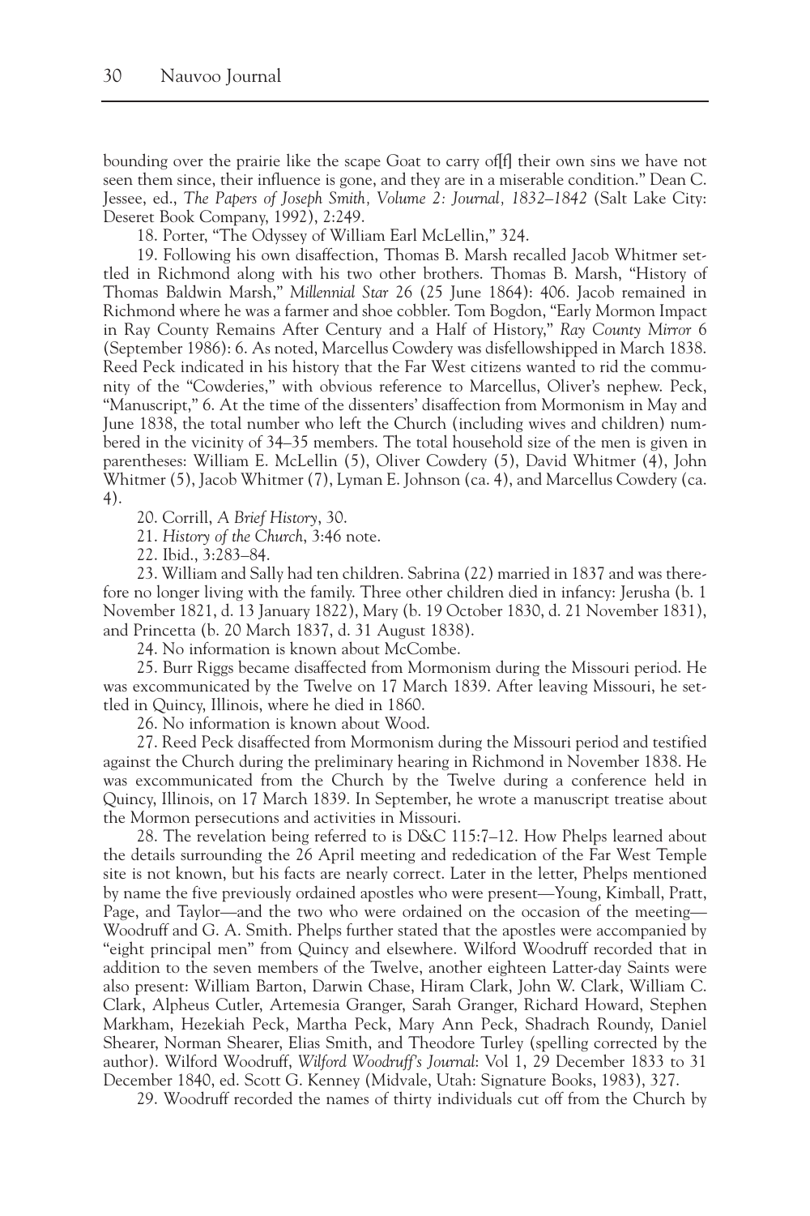bounding over the prairie like the scape Goat to carry of[f] their own sins we have not seen them since, their influence is gone, and they are in a miserable condition." Dean C. Jessee, ed., *The Papers of Joseph Smith, Volume 2: Journal, 1832–1842* (Salt Lake City: Deseret Book Company, 1992), 2:249.

18. Porter, "The Odyssey of William Earl McLellin," 324.

19. Following his own disaffection, Thomas B. Marsh recalled Jacob Whitmer settled in Richmond along with his two other brothers. Thomas B. Marsh, "History of Thomas Baldwin Marsh," *Millennial Star* 26 (25 June 1864): 406. Jacob remained in Richmond where he was a farmer and shoe cobbler. Tom Bogdon, "Early Mormon Impact in Ray County Remains After Century and a Half of History," *Ray County Mirror* 6 (September 1986): 6. As noted, Marcellus Cowdery was disfellowshipped in March 1838. Reed Peck indicated in his history that the Far West citizens wanted to rid the community of the "Cowderies," with obvious reference to Marcellus, Oliver's nephew. Peck, "Manuscript," 6. At the time of the dissenters' disaffection from Mormonism in May and June 1838, the total number who left the Church (including wives and children) numbered in the vicinity of 34–35 members. The total household size of the men is given in parentheses: William E. McLellin (5), Oliver Cowdery (5), David Whitmer (4), John Whitmer (5), Jacob Whitmer (7), Lyman E. Johnson (ca. 4), and Marcellus Cowdery (ca. 4).

20. Corrill, *A Brief History*, 30.

21. *History of the Church*, 3:46 note.

22. Ibid., 3:283–84.

23. William and Sally had ten children. Sabrina (22) married in 1837 and was therefore no longer living with the family. Three other children died in infancy: Jerusha (b. 1 November 1821, d. 13 January 1822), Mary (b. 19 October 1830, d. 21 November 1831), and Princetta (b. 20 March 1837, d. 31 August 1838).

24. No information is known about McCombe.

25. Burr Riggs became disaffected from Mormonism during the Missouri period. He was excommunicated by the Twelve on 17 March 1839. After leaving Missouri, he settled in Quincy, Illinois, where he died in 1860.

26. No information is known about Wood.

27. Reed Peck disaffected from Mormonism during the Missouri period and testified against the Church during the preliminary hearing in Richmond in November 1838. He was excommunicated from the Church by the Twelve during a conference held in Quincy, Illinois, on 17 March 1839. In September, he wrote a manuscript treatise about the Mormon persecutions and activities in Missouri.

28. The revelation being referred to is D&C 115:7–12. How Phelps learned about the details surrounding the 26 April meeting and rededication of the Far West Temple site is not known, but his facts are nearly correct. Later in the letter, Phelps mentioned by name the five previously ordained apostles who were present—Young, Kimball, Pratt, Page, and Taylor—and the two who were ordained on the occasion of the meeting—Woodruff and G. A. Smith. Phelps further stated that the apostles were accompanied by "eight principal men" from Quincy and elsewhere. Wilford Woodruff recorded that in addition to the seven members of the Twelve, another eighteen Latter-day Saints were also present: William Barton, Darwin Chase, Hiram Clark, John W. Clark, William C. Clark, Alpheus Cutler, Artemesia Granger, Sarah Granger, Richard Howard, Stephen Markham, Hezekiah Peck, Martha Peck, Mary Ann Peck, Shadrach Roundy, Daniel Shearer, Norman Shearer, Elias Smith, and Theodore Turley (spelling corrected by the author). Wilford Woodruff, *Wilford Woodruff's Journal*: Vol 1, 29 December 1833 to 31 December 1840, ed. Scott G. Kenney (Midvale, Utah: Signature Books, 1983), 327.

29. Woodruff recorded the names of thirty individuals cut off from the Church by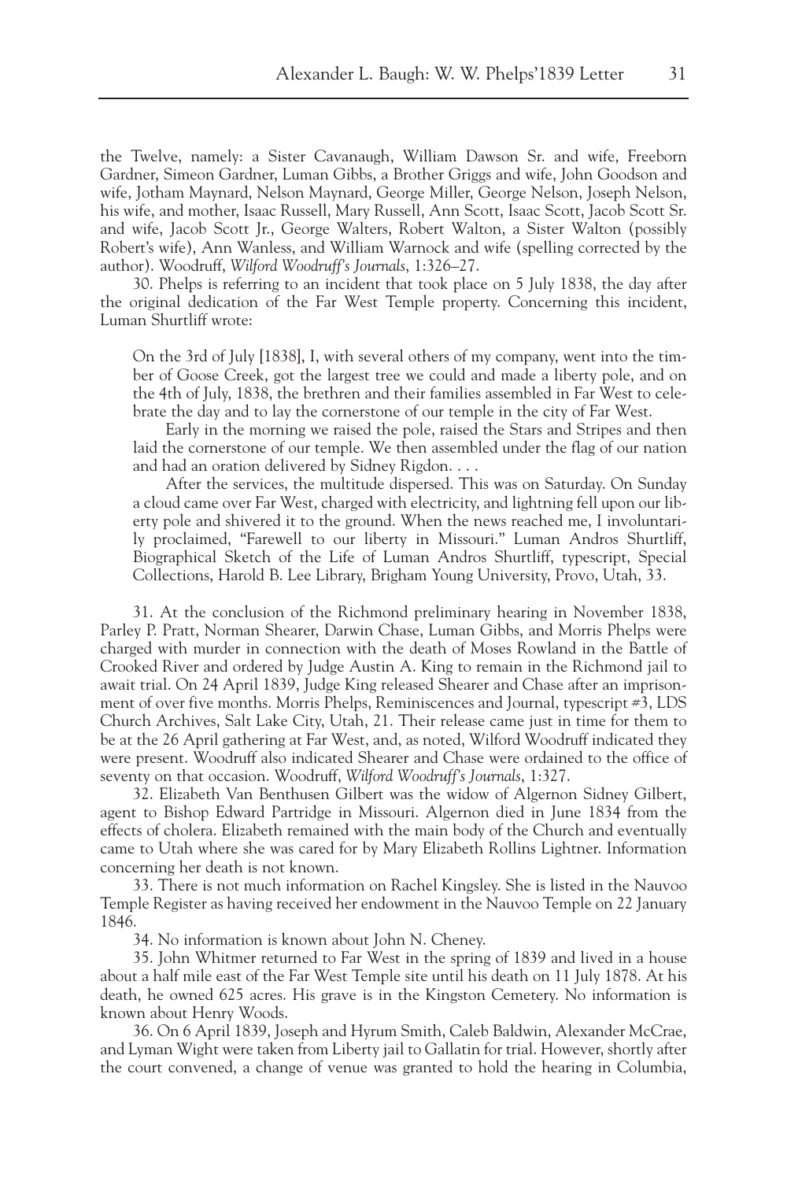the Twelve, namely: a Sister Cavanaugh, William Dawson Sr. and wife, Freeborn Gardner, Simeon Gardner, Luman Gibbs, a Brother Griggs and wife, John Goodson and wife, Jotham Maynard, Nelson Maynard, George Miller, George Nelson, Joseph Nelson, his wife, and mother, Isaac Russell, Mary Russell, Ann Scott, Isaac Scott, Jacob Scott Sr. and wife, Jacob Scott Jr., George Walters, Robert Walton, a Sister Walton (possibly Robert's wife), Ann Wanless, and William Warnock and wife (spelling corrected by the author). Woodruff, *Wilford Woodruff's Journals*, 1:326–27.

30. Phelps is referring to an incident that took place on 5 July 1838, the day after the original dedication of the Far West Temple property. Concerning this incident, Luman Shurtliff wrote:

> On the 3rd of July [1838], I, with several others of my company, went into the timber of Goose Creek, got the largest tree we could and made a liberty pole, and on the 4th of July, 1838, the brethren and their families assembled in Far West to celebrate the day and to lay the cornerstone of our temple in the city of Far West.
>
> Early in the morning we raised the pole, raised the Stars and Stripes and then laid the cornerstone of our temple. We then assembled under the flag of our nation and had an oration delivered by Sidney Rigdon. . . .
>
> After the services, the multitude dispersed. This was on Saturday. On Sunday a cloud came over Far West, charged with electricity, and lightning fell upon our liberty pole and shivered it to the ground. When the news reached me, I involuntarily proclaimed, "Farewell to our liberty in Missouri." Luman Andros Shurtliff, Biographical Sketch of the Life of Luman Andros Shurtliff, typescript, Special Collections, Harold B. Lee Library, Brigham Young University, Provo, Utah, 33.

31. At the conclusion of the Richmond preliminary hearing in November 1838, Parley P. Pratt, Norman Shearer, Darwin Chase, Luman Gibbs, and Morris Phelps were charged with murder in connection with the death of Moses Rowland in the Battle of Crooked River and ordered by Judge Austin A. King to remain in the Richmond jail to await trial. On 24 April 1839, Judge King released Shearer and Chase after an imprisonment of over five months. Morris Phelps, Reminiscences and Journal, typescript #3, LDS Church Archives, Salt Lake City, Utah, 21. Their release came just in time for them to be at the 26 April gathering at Far West, and, as noted, Wilford Woodruff indicated they were present. Woodruff also indicated Shearer and Chase were ordained to the office of seventy on that occasion. Woodruff, *Wilford Woodruff's Journals*, 1:327.

32. Elizabeth Van Benthusen Gilbert was the widow of Algernon Sidney Gilbert, agent to Bishop Edward Partridge in Missouri. Algernon died in June 1834 from the effects of cholera. Elizabeth remained with the main body of the Church and eventually came to Utah where she was cared for by Mary Elizabeth Rollins Lightner. Information concerning her death is not known.

33. There is not much information on Rachel Kingsley. She is listed in the Nauvoo Temple Register as having received her endowment in the Nauvoo Temple on 22 January 1846.

34. No information is known about John N. Cheney.

35. John Whitmer returned to Far West in the spring of 1839 and lived in a house about a half mile east of the Far West Temple site until his death on 11 July 1878. At his death, he owned 625 acres. His grave is in the Kingston Cemetery. No information is known about Henry Woods.

36. On 6 April 1839, Joseph and Hyrum Smith, Caleb Baldwin, Alexander McCrae, and Lyman Wight were taken from Liberty jail to Gallatin for trial. However, shortly after the court convened, a change of venue was granted to hold the hearing in Columbia,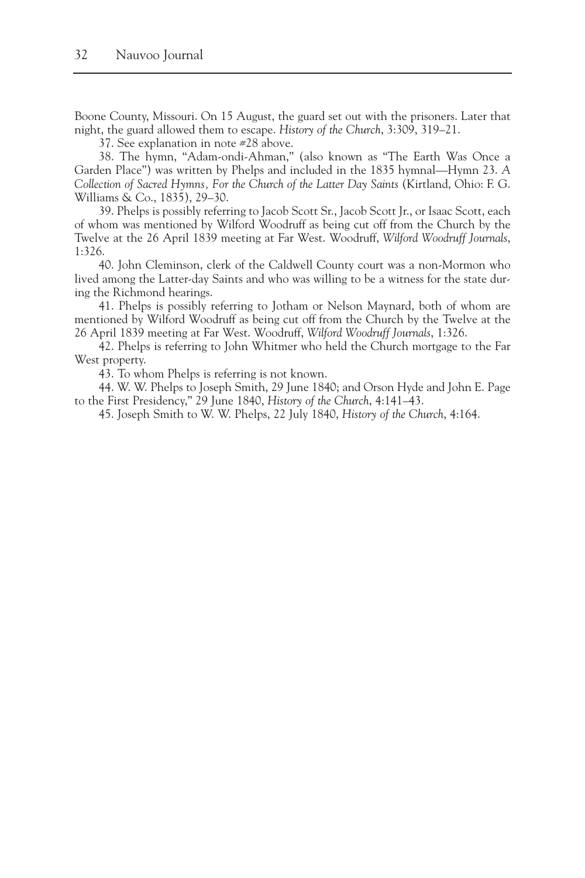Boone County, Missouri. On 15 August, the guard set out with the prisoners. Later that night, the guard allowed them to escape. *History of the Church*, 3:309, 319–21.

37. See explanation in note #28 above.

38. The hymn, "Adam-ondi-Ahman," (also known as "The Earth Was Once a Garden Place") was written by Phelps and included in the 1835 hymnal—Hymn 23. *A Collection of Sacred Hymns, For the Church of the Latter Day Saints* (Kirtland, Ohio: F. G. Williams & Co., 1835), 29–30.

39. Phelps is possibly referring to Jacob Scott Sr., Jacob Scott Jr., or Isaac Scott, each of whom was mentioned by Wilford Woodruff as being cut off from the Church by the Twelve at the 26 April 1839 meeting at Far West. Woodruff, *Wilford Woodruff Journals*, 1:326.

40. John Cleminson, clerk of the Caldwell County court was a non-Mormon who lived among the Latter-day Saints and who was willing to be a witness for the state during the Richmond hearings.

41. Phelps is possibly referring to Jotham or Nelson Maynard, both of whom are mentioned by Wilford Woodruff as being cut off from the Church by the Twelve at the 26 April 1839 meeting at Far West. Woodruff, *Wilford Woodruff Journals*, 1:326.

42. Phelps is referring to John Whitmer who held the Church mortgage to the Far West property.

43. To whom Phelps is referring is not known.

44. W. W. Phelps to Joseph Smith, 29 June 1840; and Orson Hyde and John E. Page to the First Presidency," 29 June 1840, *History of the Church*, 4:141–43.

45. Joseph Smith to W. W. Phelps, 22 July 1840, *History of the Church*, 4:164.